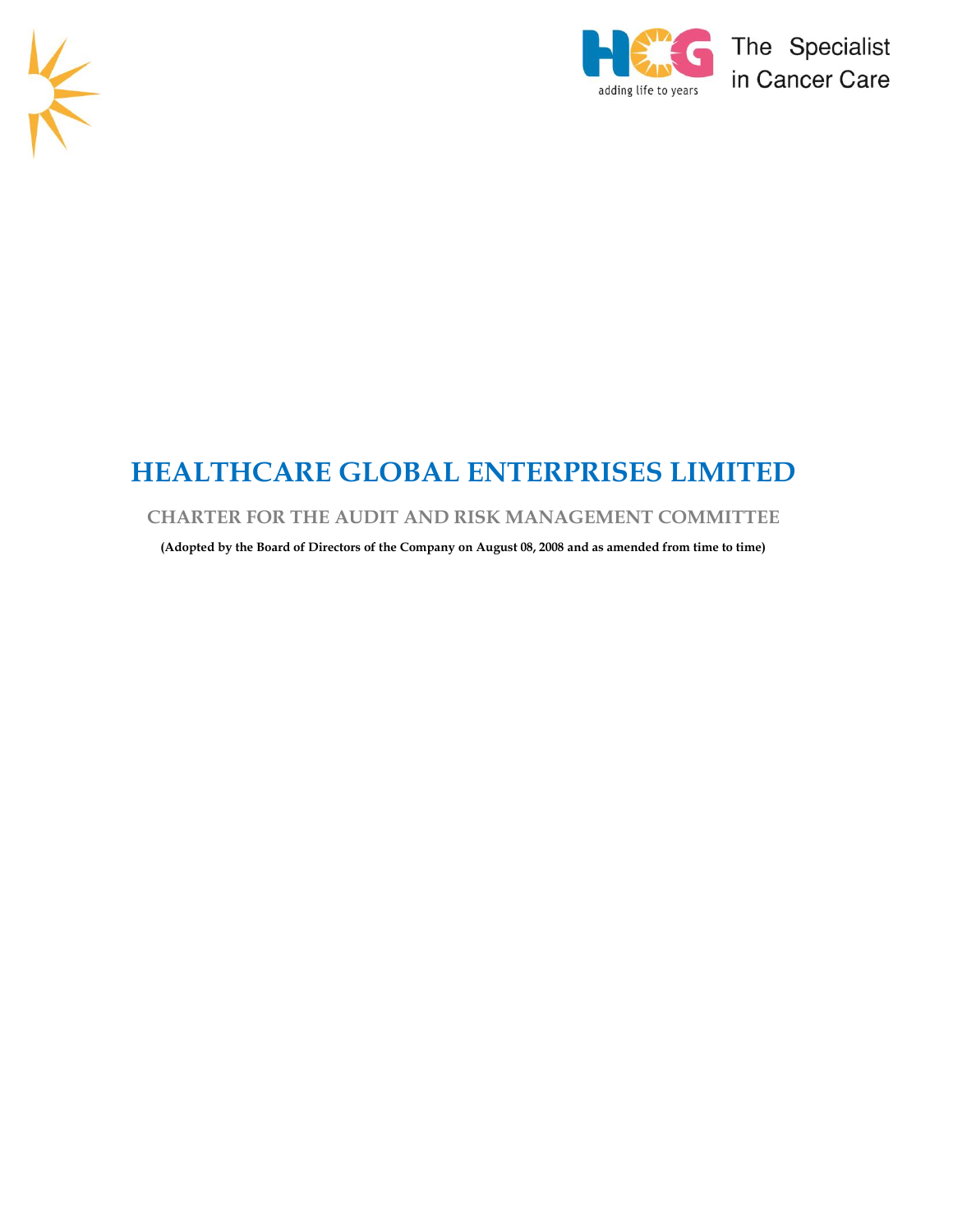# HEALTHCARE GLOBAL ENTERPRISES LIMITED

## CHARTER FOR THE AUDIT AND RISK MANAGEMENT COMMITTEE

**(Adopted by the Board of Directors of the Company on August 08, 2008 and as amended from time to time)**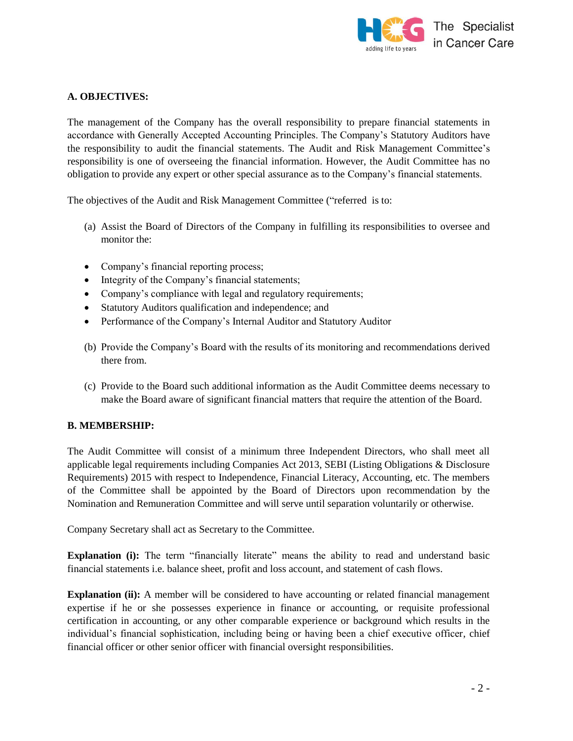**A. OBJECTIVES:**

The management of the Company has the overall responsibility to prepare financial statements in accordance with Generally Accepted Accounting Principles. The Company's Statutory Auditors have the responsibility to audit the financial statements. The Audit and Risk Management Committee's responsibility is one of overseeing the financial information. However, the Audit Committee has no obligation to provide any expert or other special assurance as to the Company's financial statements.

The objectives of the Audit and Risk Management Committee ("referred is to:

(a) Assist the Board of Directors of the Company in fulfilling its responsibilities to oversee and monitor the:

- Company's financial reporting process;
- Integrity of the Company's financial statements;
- Company's compliance with legal and regulatory requirements;
- Statutory Auditors qualification and independence; and
- Performance of the Company's Internal Auditor and Statutory Auditor

(b) Provide the Company's Board with the results of its monitoring and recommendations derived there from.

(c) Provide to the Board such additional information as the Audit Committee deems necessary to make the Board aware of significant financial matters that require the attention of the Board.

**B. MEMBERSHIP:**

The Audit Committee will consist of a minimum three Independent Directors, who shall meet all applicable legal requirements including Companies Act 2013, SEBI (Listing Obligations & Disclosure Requirements) 2015 with respect to Independence, Financial Literacy, Accounting, etc. The members of the Committee shall be appointed by the Board of Directors upon recommendation by the Nomination and Remuneration Committee and will serve until separation voluntarily or otherwise.

Company Secretary shall act as Secretary to the Committee.

**Explanation (i):** The term "financially literate" means the ability to read and understand basic financial statements i.e. balance sheet, profit and loss account, and statement of cash flows.

**Explanation (ii):** A member will be considered to have accounting or related financial management expertise if he or she possesses experience in finance or accounting, or requisite professional certification in accounting, or any other comparable experience or background which results in the individual's financial sophistication, including being or having been a chief executive officer, chief financial officer or other senior officer with financial oversight responsibilities.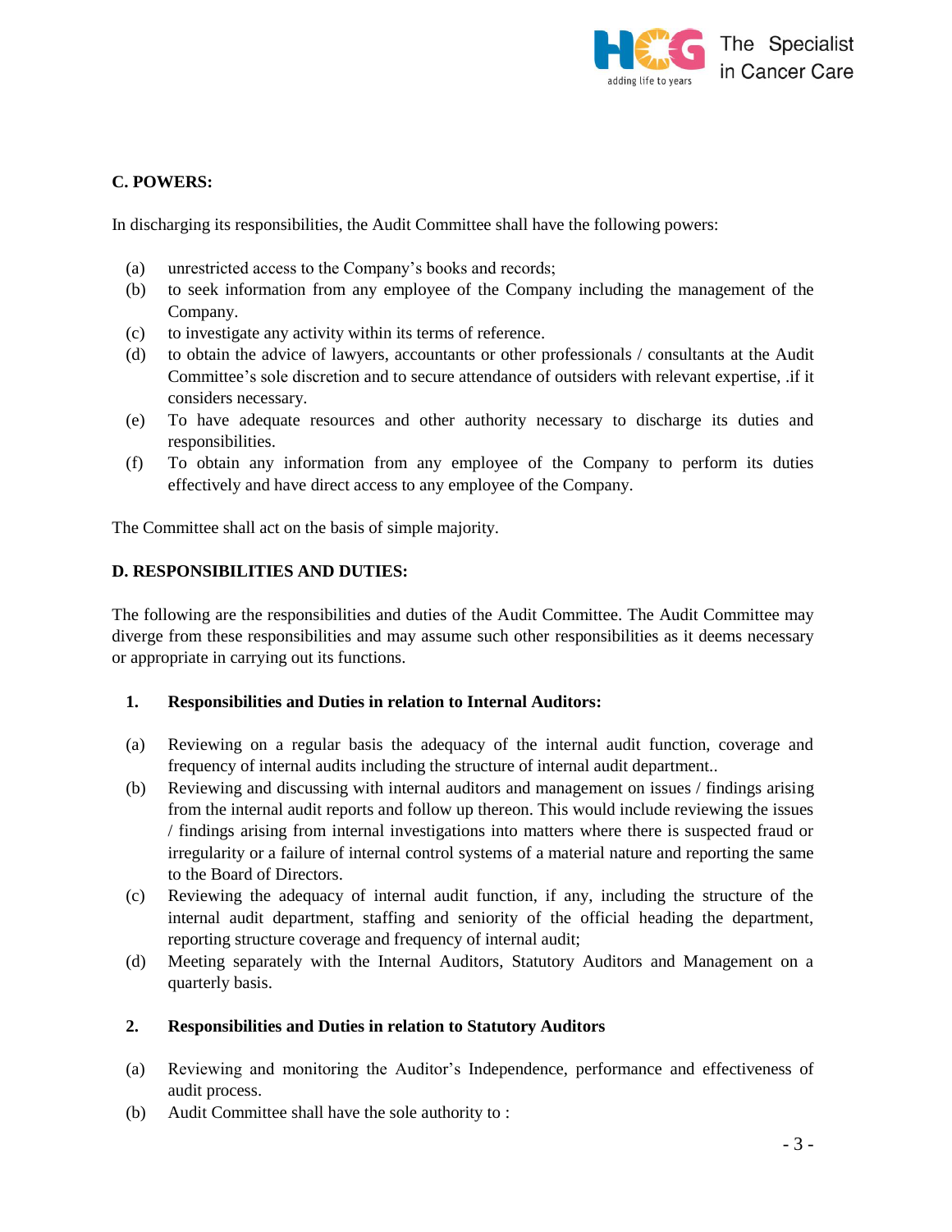**C. POWERS:**

In discharging its responsibilities, the Audit Committee shall have the following powers:

(a) unrestricted access to the Company's books and records;

(b) to seek information from any employee of the Company including the management of the Company.

(c) to investigate any activity within its terms of reference.

(d) to obtain the advice of lawyers, accountants or other professionals / consultants at the Audit Committee's sole discretion and to secure attendance of outsiders with relevant expertise, .if it considers necessary.

(e) To have adequate resources and other authority necessary to discharge its duties and responsibilities.

(f) To obtain any information from any employee of the Company to perform its duties effectively and have direct access to any employee of the Company.

The Committee shall act on the basis of simple majority.

**D. RESPONSIBILITIES AND DUTIES:**

The following are the responsibilities and duties of the Audit Committee. The Audit Committee may diverge from these responsibilities and may assume such other responsibilities as it deems necessary or appropriate in carrying out its functions.

**1. Responsibilities and Duties in relation to Internal Auditors:**

(a) Reviewing on a regular basis the adequacy of the internal audit function, coverage and frequency of internal audits including the structure of internal audit department..

(b) Reviewing and discussing with internal auditors and management on issues / findings arising from the internal audit reports and follow up thereon. This would include reviewing the issues / findings arising from internal investigations into matters where there is suspected fraud or irregularity or a failure of internal control systems of a material nature and reporting the same to the Board of Directors.

(c) Reviewing the adequacy of internal audit function, if any, including the structure of the internal audit department, staffing and seniority of the official heading the department, reporting structure coverage and frequency of internal audit;

(d) Meeting separately with the Internal Auditors, Statutory Auditors and Management on a quarterly basis.

**2. Responsibilities and Duties in relation to Statutory Auditors**

(a) Reviewing and monitoring the Auditor's Independence, performance and effectiveness of audit process.

(b) Audit Committee shall have the sole authority to :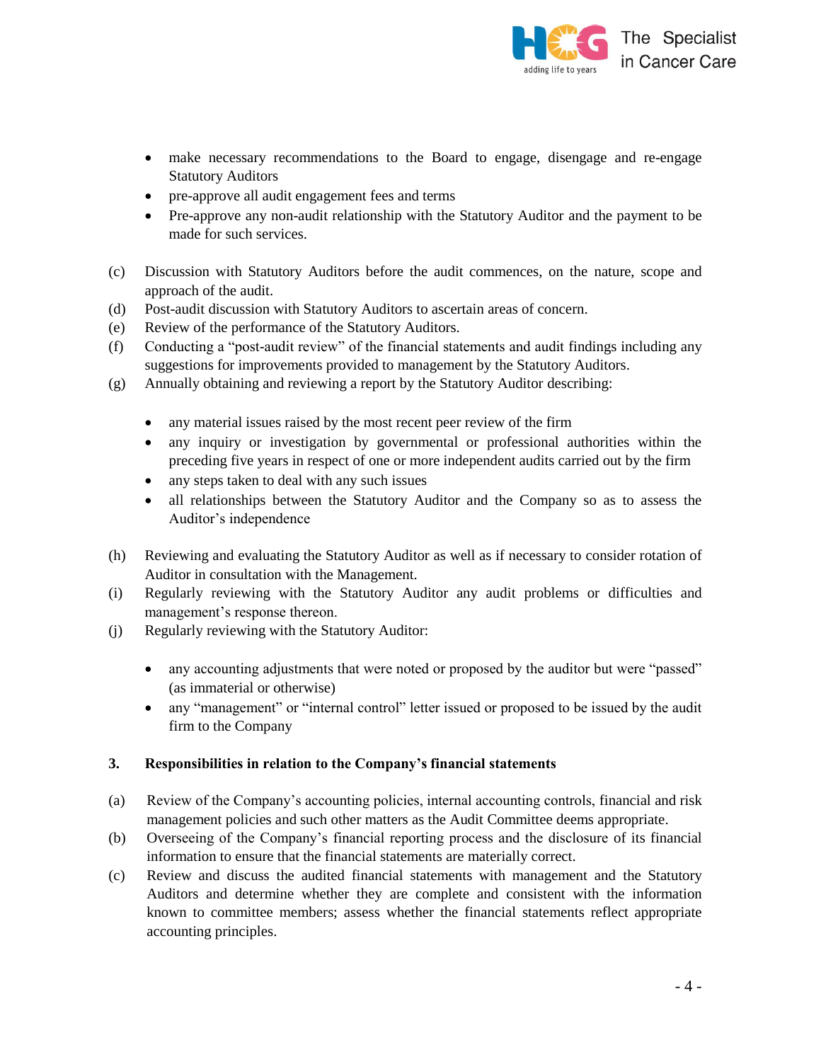- make necessary recommendations to the Board to engage, disengage and re-engage Statutory Auditors
- pre-approve all audit engagement fees and terms
- Pre-approve any non-audit relationship with the Statutory Auditor and the payment to be made for such services.

(c) Discussion with Statutory Auditors before the audit commences, on the nature, scope and approach of the audit.

(d) Post-audit discussion with Statutory Auditors to ascertain areas of concern.

(e) Review of the performance of the Statutory Auditors.

(f) Conducting a "post-audit review" of the financial statements and audit findings including any suggestions for improvements provided to management by the Statutory Auditors.

(g) Annually obtaining and reviewing a report by the Statutory Auditor describing:

- any material issues raised by the most recent peer review of the firm
- any inquiry or investigation by governmental or professional authorities within the preceding five years in respect of one or more independent audits carried out by the firm
- any steps taken to deal with any such issues
- all relationships between the Statutory Auditor and the Company so as to assess the Auditor's independence

(h) Reviewing and evaluating the Statutory Auditor as well as if necessary to consider rotation of Auditor in consultation with the Management.

(i) Regularly reviewing with the Statutory Auditor any audit problems or difficulties and management's response thereon.

(j) Regularly reviewing with the Statutory Auditor:

- any accounting adjustments that were noted or proposed by the auditor but were "passed" (as immaterial or otherwise)
- any "management" or "internal control" letter issued or proposed to be issued by the audit firm to the Company

**3. Responsibilities in relation to the Company's financial statements**

(a) Review of the Company's accounting policies, internal accounting controls, financial and risk management policies and such other matters as the Audit Committee deems appropriate.

(b) Overseeing of the Company's financial reporting process and the disclosure of its financial information to ensure that the financial statements are materially correct.

(c) Review and discuss the audited financial statements with management and the Statutory Auditors and determine whether they are complete and consistent with the information known to committee members; assess whether the financial statements reflect appropriate accounting principles.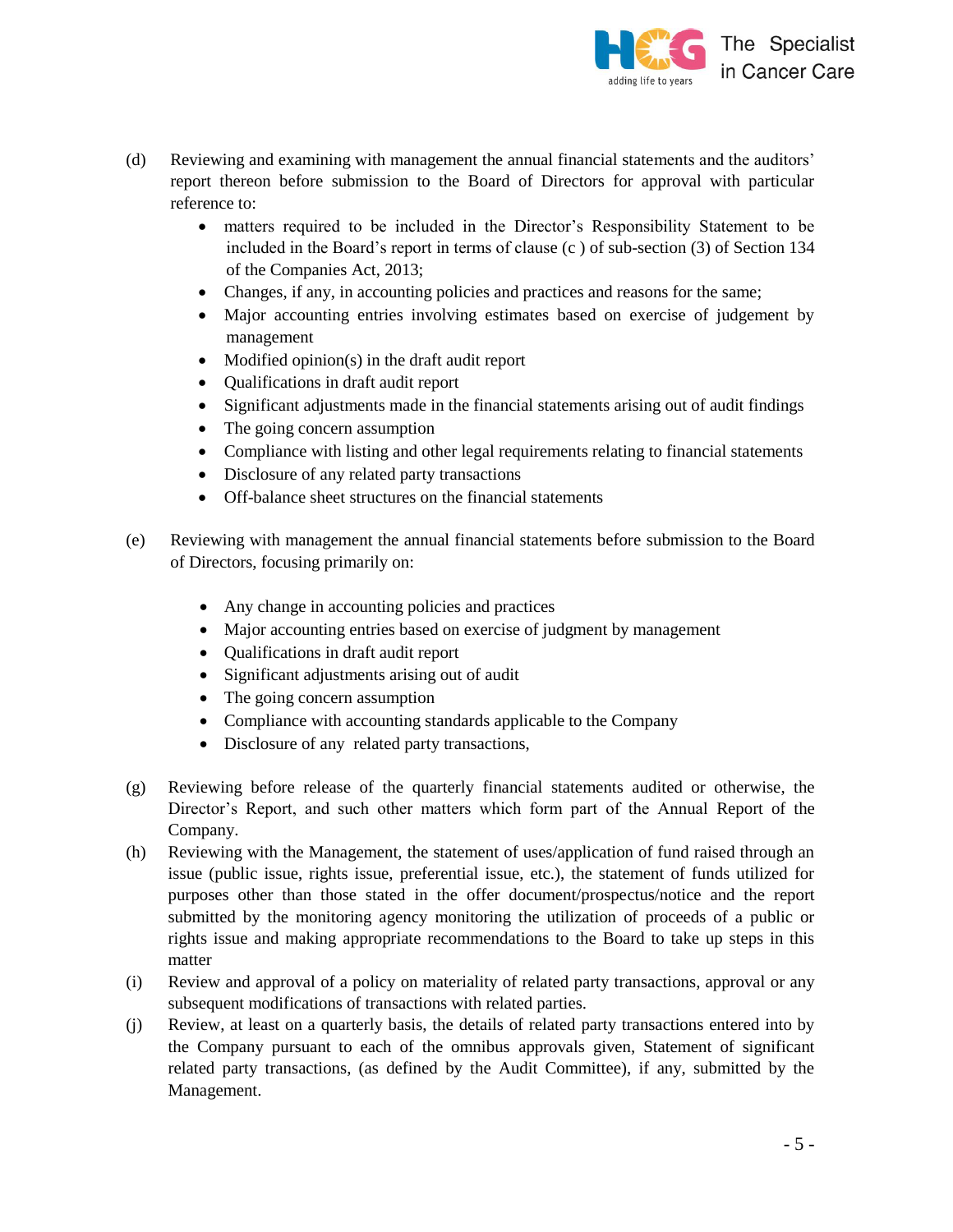(d) Reviewing and examining with management the annual financial statements and the auditors' report thereon before submission to the Board of Directors for approval with particular reference to:

- matters required to be included in the Director's Responsibility Statement to be included in the Board's report in terms of clause (c ) of sub-section (3) of Section 134 of the Companies Act, 2013;
- Changes, if any, in accounting policies and practices and reasons for the same;
- Major accounting entries involving estimates based on exercise of judgement by management
- Modified opinion(s) in the draft audit report
- Qualifications in draft audit report
- Significant adjustments made in the financial statements arising out of audit findings
- The going concern assumption
- Compliance with listing and other legal requirements relating to financial statements
- Disclosure of any related party transactions
- Off-balance sheet structures on the financial statements

(e) Reviewing with management the annual financial statements before submission to the Board of Directors, focusing primarily on:

- Any change in accounting policies and practices
- Major accounting entries based on exercise of judgment by management
- Qualifications in draft audit report
- Significant adjustments arising out of audit
- The going concern assumption
- Compliance with accounting standards applicable to the Company
- Disclosure of any related party transactions,

(g) Reviewing before release of the quarterly financial statements audited or otherwise, the Director's Report, and such other matters which form part of the Annual Report of the Company.

(h) Reviewing with the Management, the statement of uses/application of fund raised through an issue (public issue, rights issue, preferential issue, etc.), the statement of funds utilized for purposes other than those stated in the offer document/prospectus/notice and the report submitted by the monitoring agency monitoring the utilization of proceeds of a public or rights issue and making appropriate recommendations to the Board to take up steps in this matter

(i) Review and approval of a policy on materiality of related party transactions, approval or any subsequent modifications of transactions with related parties.

(j) Review, at least on a quarterly basis, the details of related party transactions entered into by the Company pursuant to each of the omnibus approvals given, Statement of significant related party transactions, (as defined by the Audit Committee), if any, submitted by the Management.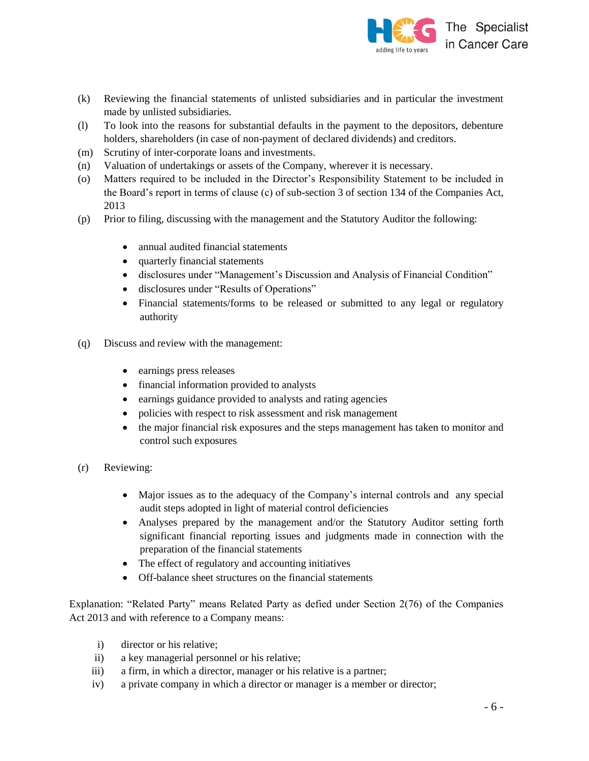(k) Reviewing the financial statements of unlisted subsidiaries and in particular the investment made by unlisted subsidiaries.

(l) To look into the reasons for substantial defaults in the payment to the depositors, debenture holders, shareholders (in case of non-payment of declared dividends) and creditors.

(m) Scrutiny of inter-corporate loans and investments.

(n) Valuation of undertakings or assets of the Company, wherever it is necessary.

(o) Matters required to be included in the Director's Responsibility Statement to be included in the Board's report in terms of clause (c) of sub-section 3 of section 134 of the Companies Act, 2013

(p) Prior to filing, discussing with the management and the Statutory Auditor the following:

- annual audited financial statements
- quarterly financial statements
- disclosures under "Management's Discussion and Analysis of Financial Condition"
- disclosures under "Results of Operations"
- Financial statements/forms to be released or submitted to any legal or regulatory authority

(q) Discuss and review with the management:

- earnings press releases
- financial information provided to analysts
- earnings guidance provided to analysts and rating agencies
- policies with respect to risk assessment and risk management
- the major financial risk exposures and the steps management has taken to monitor and control such exposures

(r) Reviewing:

- Major issues as to the adequacy of the Company's internal controls and any special audit steps adopted in light of material control deficiencies
- Analyses prepared by the management and/or the Statutory Auditor setting forth significant financial reporting issues and judgments made in connection with the preparation of the financial statements
- The effect of regulatory and accounting initiatives
- Off-balance sheet structures on the financial statements

Explanation: "Related Party" means Related Party as defied under Section 2(76) of the Companies Act 2013 and with reference to a Company means:

i) director or his relative;

ii) a key managerial personnel or his relative;

iii) a firm, in which a director, manager or his relative is a partner;

iv) a private company in which a director or manager is a member or director;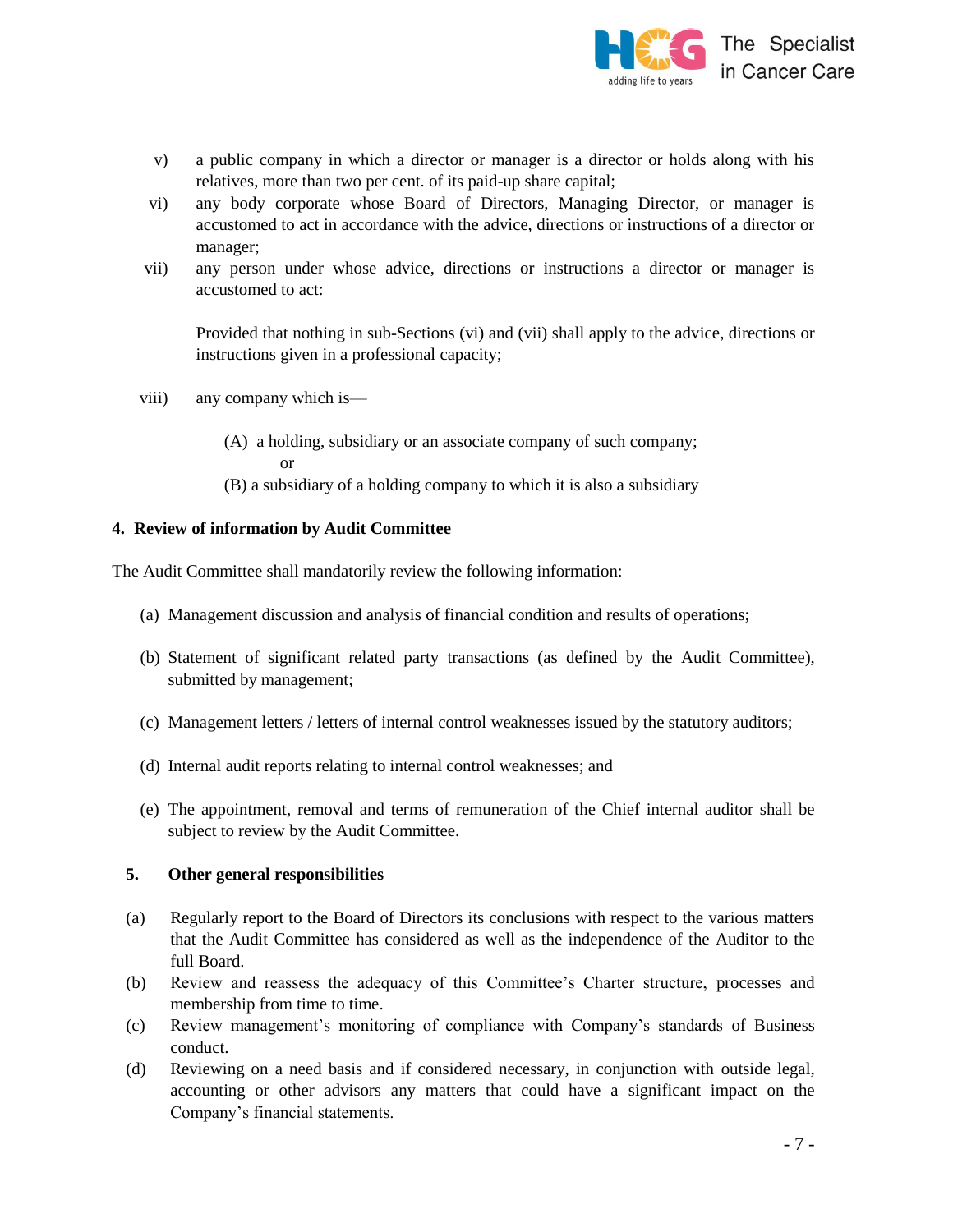v) a public company in which a director or manager is a director or holds along with his relatives, more than two per cent. of its paid-up share capital;

vi) any body corporate whose Board of Directors, Managing Director, or manager is accustomed to act in accordance with the advice, directions or instructions of a director or manager;

vii) any person under whose advice, directions or instructions a director or manager is accustomed to act:

Provided that nothing in sub-Sections (vi) and (vii) shall apply to the advice, directions or instructions given in a professional capacity;

viii) any company which is—

(A) a holding, subsidiary or an associate company of such company; or

(B) a subsidiary of a holding company to which it is also a subsidiary

**4. Review of information by Audit Committee**

The Audit Committee shall mandatorily review the following information:

(a) Management discussion and analysis of financial condition and results of operations;

(b) Statement of significant related party transactions (as defined by the Audit Committee), submitted by management;

(c) Management letters / letters of internal control weaknesses issued by the statutory auditors;

(d) Internal audit reports relating to internal control weaknesses; and

(e) The appointment, removal and terms of remuneration of the Chief internal auditor shall be subject to review by the Audit Committee.

**5. Other general responsibilities**

(a) Regularly report to the Board of Directors its conclusions with respect to the various matters that the Audit Committee has considered as well as the independence of the Auditor to the full Board.

(b) Review and reassess the adequacy of this Committee's Charter structure, processes and membership from time to time.

(c) Review management's monitoring of compliance with Company's standards of Business conduct.

(d) Reviewing on a need basis and if considered necessary, in conjunction with outside legal, accounting or other advisors any matters that could have a significant impact on the Company's financial statements.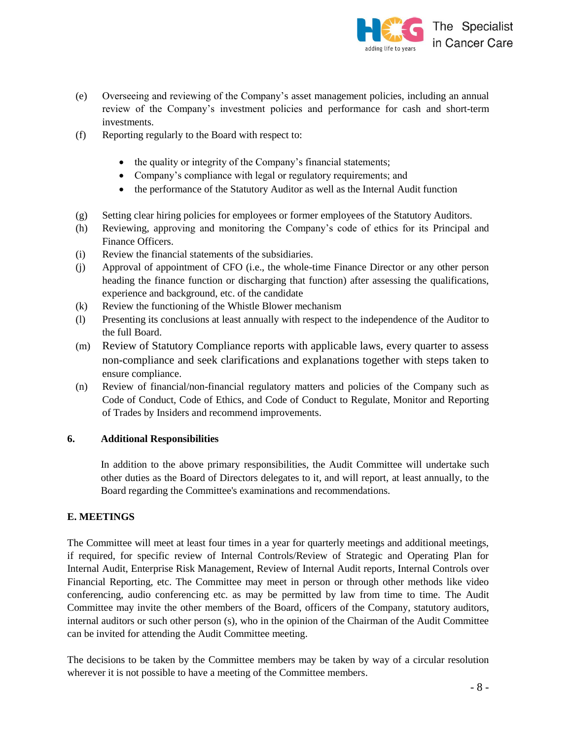(e) Overseeing and reviewing of the Company's asset management policies, including an annual review of the Company's investment policies and performance for cash and short-term investments.

(f) Reporting regularly to the Board with respect to:

- the quality or integrity of the Company's financial statements;
- Company's compliance with legal or regulatory requirements; and
- the performance of the Statutory Auditor as well as the Internal Audit function

(g) Setting clear hiring policies for employees or former employees of the Statutory Auditors.

(h) Reviewing, approving and monitoring the Company's code of ethics for its Principal and Finance Officers.

(i) Review the financial statements of the subsidiaries.

(j) Approval of appointment of CFO (i.e., the whole-time Finance Director or any other person heading the finance function or discharging that function) after assessing the qualifications, experience and background, etc. of the candidate

(k) Review the functioning of the Whistle Blower mechanism

(l) Presenting its conclusions at least annually with respect to the independence of the Auditor to the full Board.

(m) Review of Statutory Compliance reports with applicable laws, every quarter to assess non-compliance and seek clarifications and explanations together with steps taken to ensure compliance.

(n) Review of financial/non-financial regulatory matters and policies of the Company such as Code of Conduct, Code of Ethics, and Code of Conduct to Regulate, Monitor and Reporting of Trades by Insiders and recommend improvements.

**6. Additional Responsibilities**

In addition to the above primary responsibilities, the Audit Committee will undertake such other duties as the Board of Directors delegates to it, and will report, at least annually, to the Board regarding the Committee's examinations and recommendations.

**E. MEETINGS**

The Committee will meet at least four times in a year for quarterly meetings and additional meetings, if required, for specific review of Internal Controls/Review of Strategic and Operating Plan for Internal Audit, Enterprise Risk Management, Review of Internal Audit reports, Internal Controls over Financial Reporting, etc. The Committee may meet in person or through other methods like video conferencing, audio conferencing etc. as may be permitted by law from time to time. The Audit Committee may invite the other members of the Board, officers of the Company, statutory auditors, internal auditors or such other person (s), who in the opinion of the Chairman of the Audit Committee can be invited for attending the Audit Committee meeting.

The decisions to be taken by the Committee members may be taken by way of a circular resolution wherever it is not possible to have a meeting of the Committee members.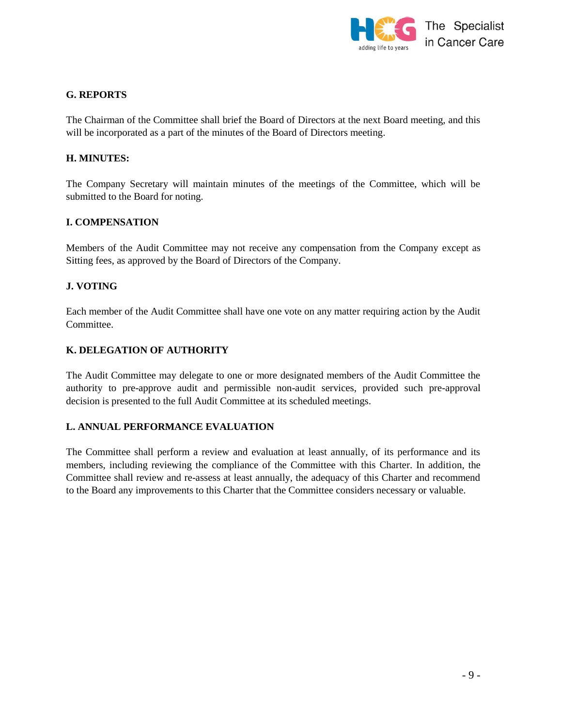**G. REPORTS**

The Chairman of the Committee shall brief the Board of Directors at the next Board meeting, and this will be incorporated as a part of the minutes of the Board of Directors meeting.

**H. MINUTES:**

The Company Secretary will maintain minutes of the meetings of the Committee, which will be submitted to the Board for noting.

**I. COMPENSATION**

Members of the Audit Committee may not receive any compensation from the Company except as Sitting fees, as approved by the Board of Directors of the Company.

**J. VOTING**

Each member of the Audit Committee shall have one vote on any matter requiring action by the Audit Committee.

**K. DELEGATION OF AUTHORITY**

The Audit Committee may delegate to one or more designated members of the Audit Committee the authority to pre-approve audit and permissible non-audit services, provided such pre-approval decision is presented to the full Audit Committee at its scheduled meetings.

**L. ANNUAL PERFORMANCE EVALUATION**

The Committee shall perform a review and evaluation at least annually, of its performance and its members, including reviewing the compliance of the Committee with this Charter. In addition, the Committee shall review and re-assess at least annually, the adequacy of this Charter and recommend to the Board any improvements to this Charter that the Committee considers necessary or valuable.